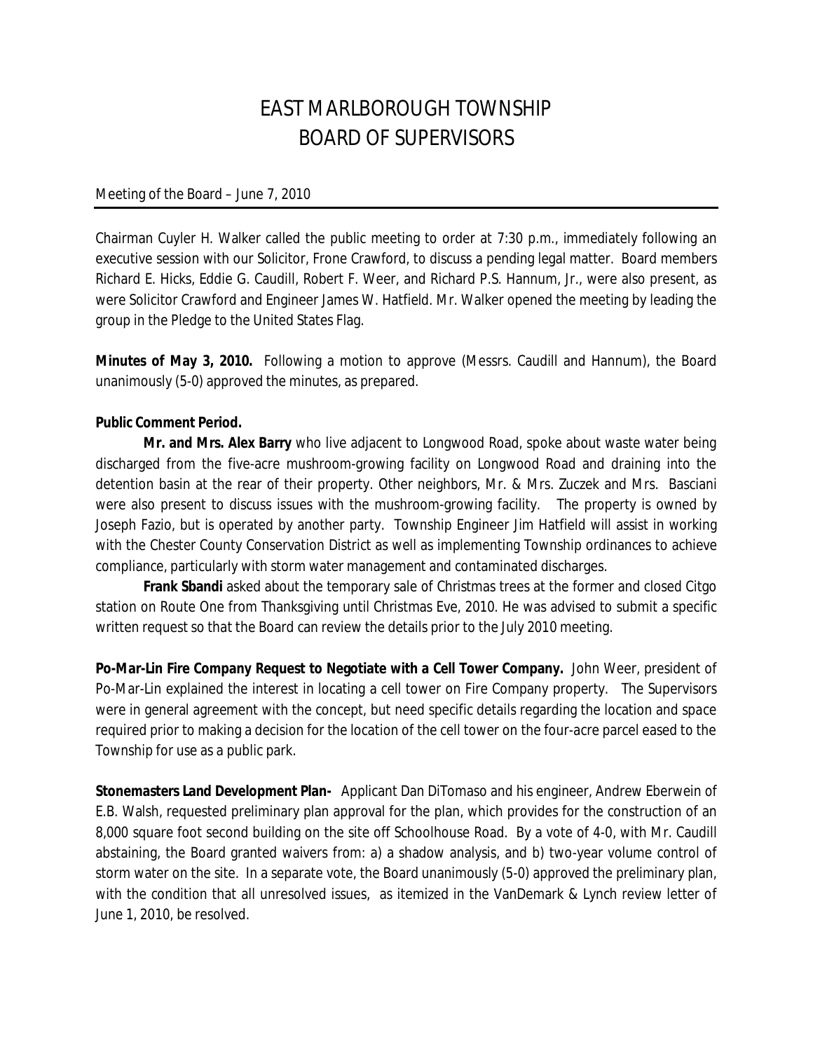# EAST MARLBOROUGH TOWNSHIP
# BOARD OF SUPERVISORS

Meeting of the Board – June 7, 2010

Chairman Cuyler H. Walker called the public meeting to order at 7:30 p.m., immediately following an executive session with our Solicitor, Frone Crawford, to discuss a pending legal matter. Board members Richard E. Hicks, Eddie G. Caudill, Robert F. Weer, and Richard P.S. Hannum, Jr., were also present, as were Solicitor Crawford and Engineer James W. Hatfield. Mr. Walker opened the meeting by leading the group in the Pledge to the United States Flag.

**Minutes of May 3, 2010.** Following a motion to approve (Messrs. Caudill and Hannum), the Board unanimously (5-0) approved the minutes, as prepared.

**Public Comment Period.**

**Mr. and Mrs. Alex Barry** who live adjacent to Longwood Road, spoke about waste water being discharged from the five-acre mushroom-growing facility on Longwood Road and draining into the detention basin at the rear of their property. Other neighbors, Mr. & Mrs. Zuczek and Mrs. Basciani were also present to discuss issues with the mushroom-growing facility. The property is owned by Joseph Fazio, but is operated by another party. Township Engineer Jim Hatfield will assist in working with the Chester County Conservation District as well as implementing Township ordinances to achieve compliance, particularly with storm water management and contaminated discharges.

**Frank Sbandi** asked about the temporary sale of Christmas trees at the former and closed Citgo station on Route One from Thanksgiving until Christmas Eve, 2010. He was advised to submit a specific written request so that the Board can review the details prior to the July 2010 meeting.

**Po-Mar-Lin Fire Company Request to Negotiate with a Cell Tower Company.** John Weer, president of Po-Mar-Lin explained the interest in locating a cell tower on Fire Company property. The Supervisors were in general agreement with the concept, but need specific details regarding the location and space required prior to making a decision for the location of the cell tower on the four-acre parcel eased to the Township for use as a public park.

**Stonemasters Land Development Plan-** Applicant Dan DiTomaso and his engineer, Andrew Eberwein of E.B. Walsh, requested preliminary plan approval for the plan, which provides for the construction of an 8,000 square foot second building on the site off Schoolhouse Road. By a vote of 4-0, with Mr. Caudill abstaining, the Board granted waivers from: a) a shadow analysis, and b) two-year volume control of storm water on the site. In a separate vote, the Board unanimously (5-0) approved the preliminary plan, with the condition that all unresolved issues, as itemized in the VanDemark & Lynch review letter of June 1, 2010, be resolved.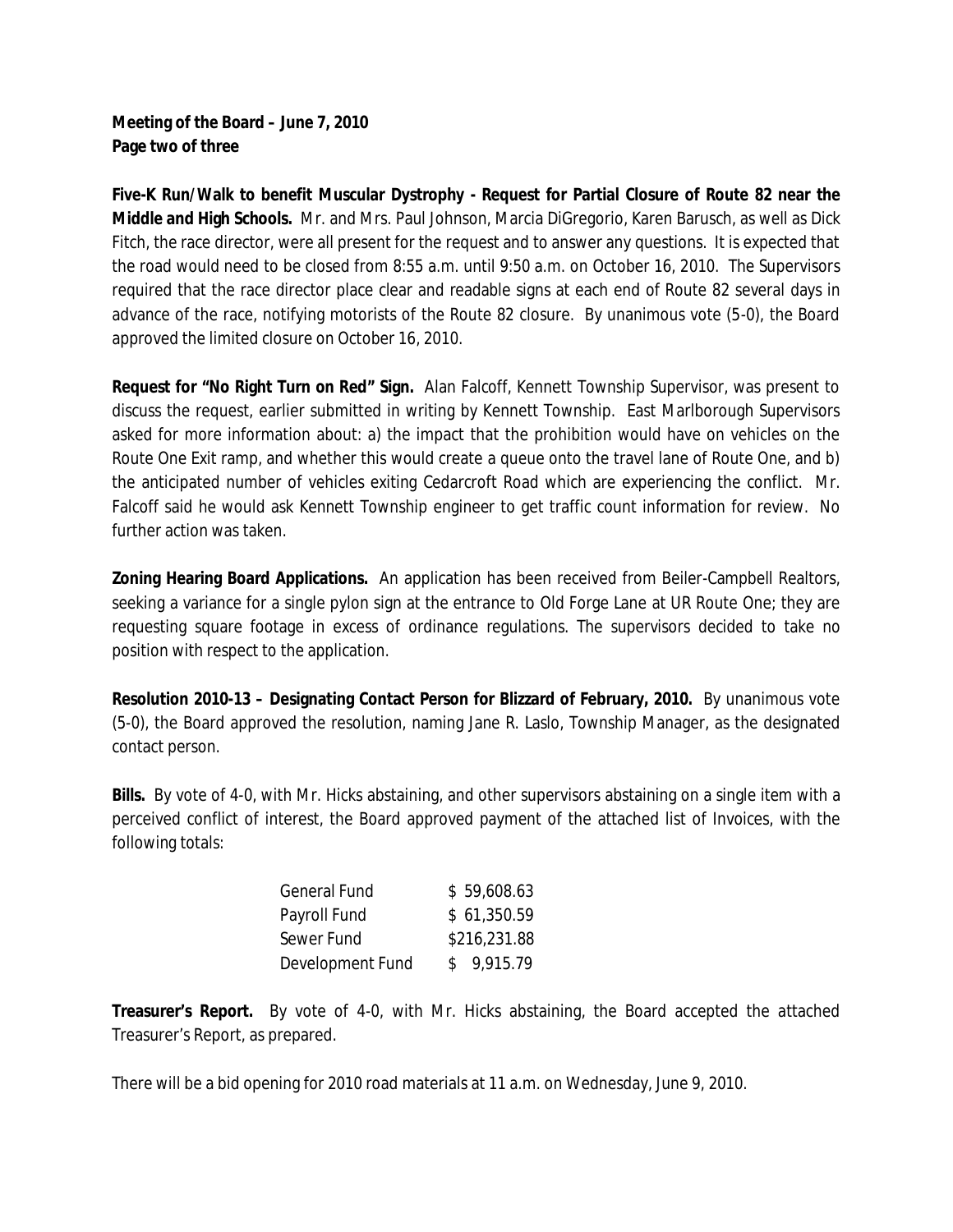**Meeting of the Board – June 7, 2010**
**Page two of three**

**Five-K Run/Walk to benefit Muscular Dystrophy - Request for Partial Closure of Route 82 near the Middle and High Schools.** Mr. and Mrs. Paul Johnson, Marcia DiGregorio, Karen Barusch, as well as Dick Fitch, the race director, were all present for the request and to answer any questions. It is expected that the road would need to be closed from 8:55 a.m. until 9:50 a.m. on October 16, 2010. The Supervisors required that the race director place clear and readable signs at each end of Route 82 several days in advance of the race, notifying motorists of the Route 82 closure. By unanimous vote (5-0), the Board approved the limited closure on October 16, 2010.

**Request for "No Right Turn on Red" Sign.** Alan Falcoff, Kennett Township Supervisor, was present to discuss the request, earlier submitted in writing by Kennett Township. East Marlborough Supervisors asked for more information about: a) the impact that the prohibition would have on vehicles on the Route One Exit ramp, and whether this would create a queue onto the travel lane of Route One, and b) the anticipated number of vehicles exiting Cedarcroft Road which are experiencing the conflict. Mr. Falcoff said he would ask Kennett Township engineer to get traffic count information for review. No further action was taken.

**Zoning Hearing Board Applications.** An application has been received from Beiler-Campbell Realtors, seeking a variance for a single pylon sign at the entrance to Old Forge Lane at UR Route One; they are requesting square footage in excess of ordinance regulations. The supervisors decided to take no position with respect to the application.

**Resolution 2010-13 – Designating Contact Person for Blizzard of February, 2010.** By unanimous vote (5-0), the Board approved the resolution, naming Jane R. Laslo, Township Manager, as the designated contact person.

**Bills.** By vote of 4-0, with Mr. Hicks abstaining, and other supervisors abstaining on a single item with a perceived conflict of interest, the Board approved payment of the attached list of Invoices, with the following totals:

| | |
|---|---|
| General Fund | $ 59,608.63 |
| Payroll Fund | $ 61,350.59 |
| Sewer Fund | $216,231.88 |
| Development Fund | $ 9,915.79 |

**Treasurer's Report.** By vote of 4-0, with Mr. Hicks abstaining, the Board accepted the attached Treasurer's Report, as prepared.

There will be a bid opening for 2010 road materials at 11 a.m. on Wednesday, June 9, 2010.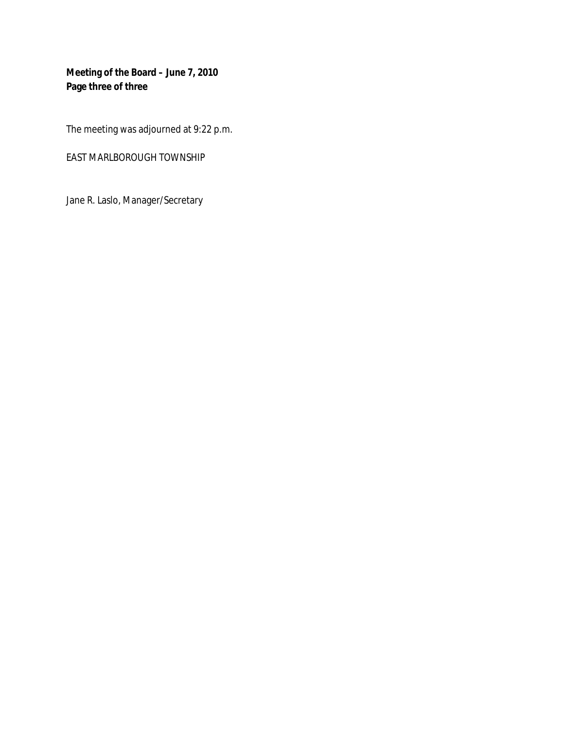The meeting was adjourned at 9:22 p.m.

EAST MARLBOROUGH TOWNSHIP

Jane R. Laslo, Manager/Secretary